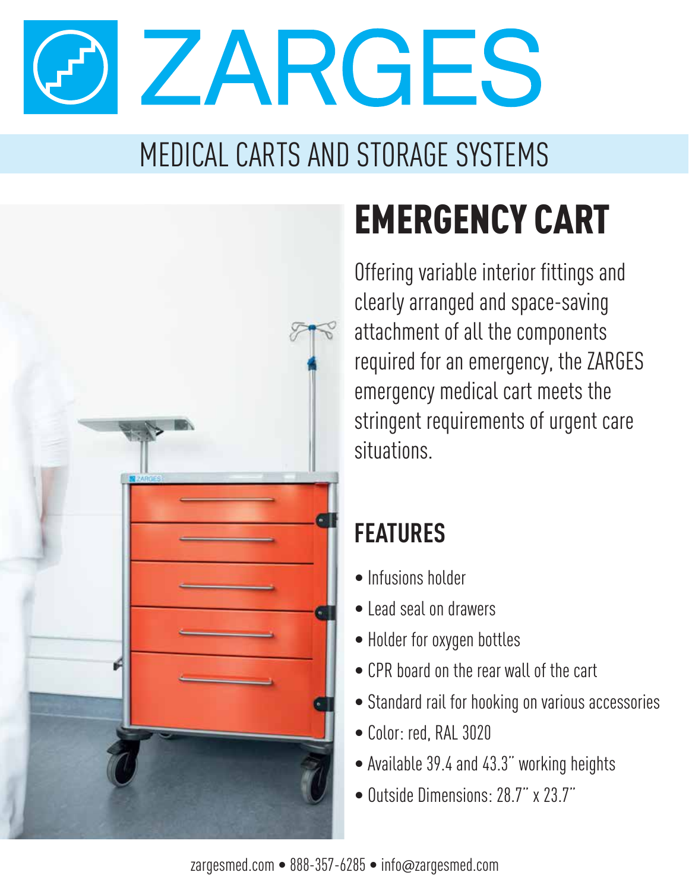# ZARGES

## MEDICAL CARTS AND STORAGE SYSTEMS

# EMERGENCY CART

Offering variable interior fittings and clearly arranged and space-saving attachment of all the components required for an emergency, the ZARGES emergency medical cart meets the stringent requirements of urgent care situations.

## FEATURES

- Infusions holder
- Lead seal on drawers
- Holder for oxygen bottles
- CPR board on the rear wall of the cart
- Standard rail for hooking on various accessories
- Color: red, RAL 3020
- Available 39.4 and 43.3" working heights
- Outside Dimensions: 28.7" x 23.7"

zargesmed.com • 888-357-6285 • info@zargesmed.com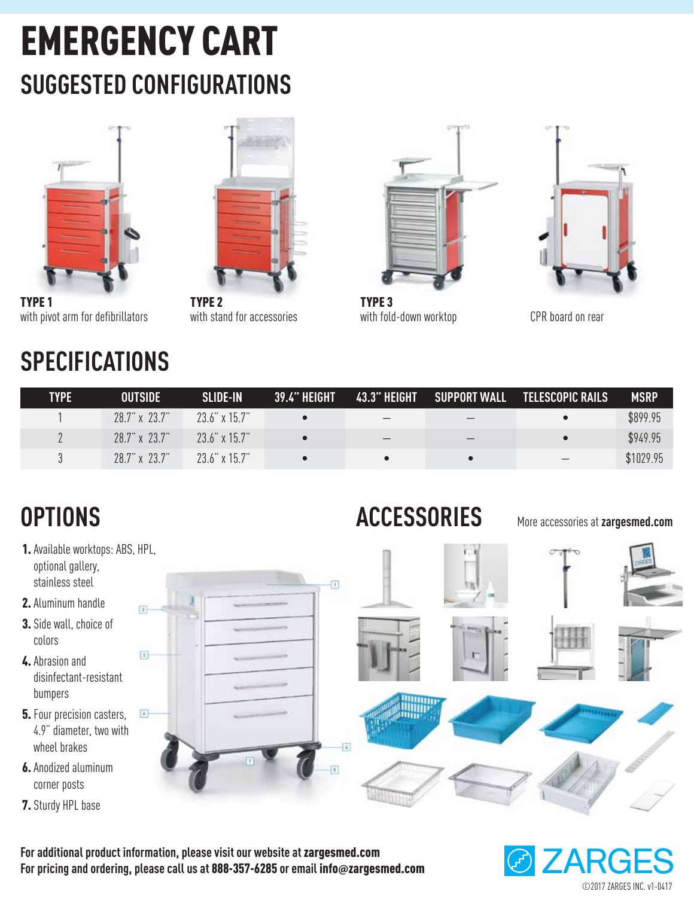# EMERGENCY CART

## SUGGESTED CONFIGURATIONS

**TYPE 1**
with pivot arm for defibrillators

**TYPE 2**
with stand for accessories

**TYPE 3**
with fold-down worktop

CPR board on rear

## SPECIFICATIONS

| TYPE | OUTSIDE | SLIDE-IN | 39.4" HEIGHT | 43.3" HEIGHT | SUPPORT WALL | TELESCOPIC RAILS | MSRP |
|---|---|---|---|---|---|---|---|
| 1 | 28.7" x 23.7" | 23.6" x 15.7" | • | – | – | • | $899.95 |
| 2 | 28.7" x 23.7" | 23.6" x 15.7" | • | – | – | • | $949.95 |
| 3 | 28.7" x 23.7" | 23.6" x 15.7" | • | • | • | – | $1029.95 |

## OPTIONS

1. Available worktops: ABS, HPL, optional gallery, stainless steel
2. Aluminum handle
3. Side wall, choice of colors
4. Abrasion and disinfectant-resistant bumpers
5. Four precision casters, 4.9" diameter, two with wheel brakes
6. Anodized aluminum corner posts
7. Sturdy HPL base

## ACCESSORIES

More accessories at **zargesmed.com**

**For additional product information, please visit our website at zargesmed.com**
**For pricing and ordering, please call us at 888-357-6285 or email info@zargesmed.com**

ZARGES

©2017 ZARGES INC. v1-0417